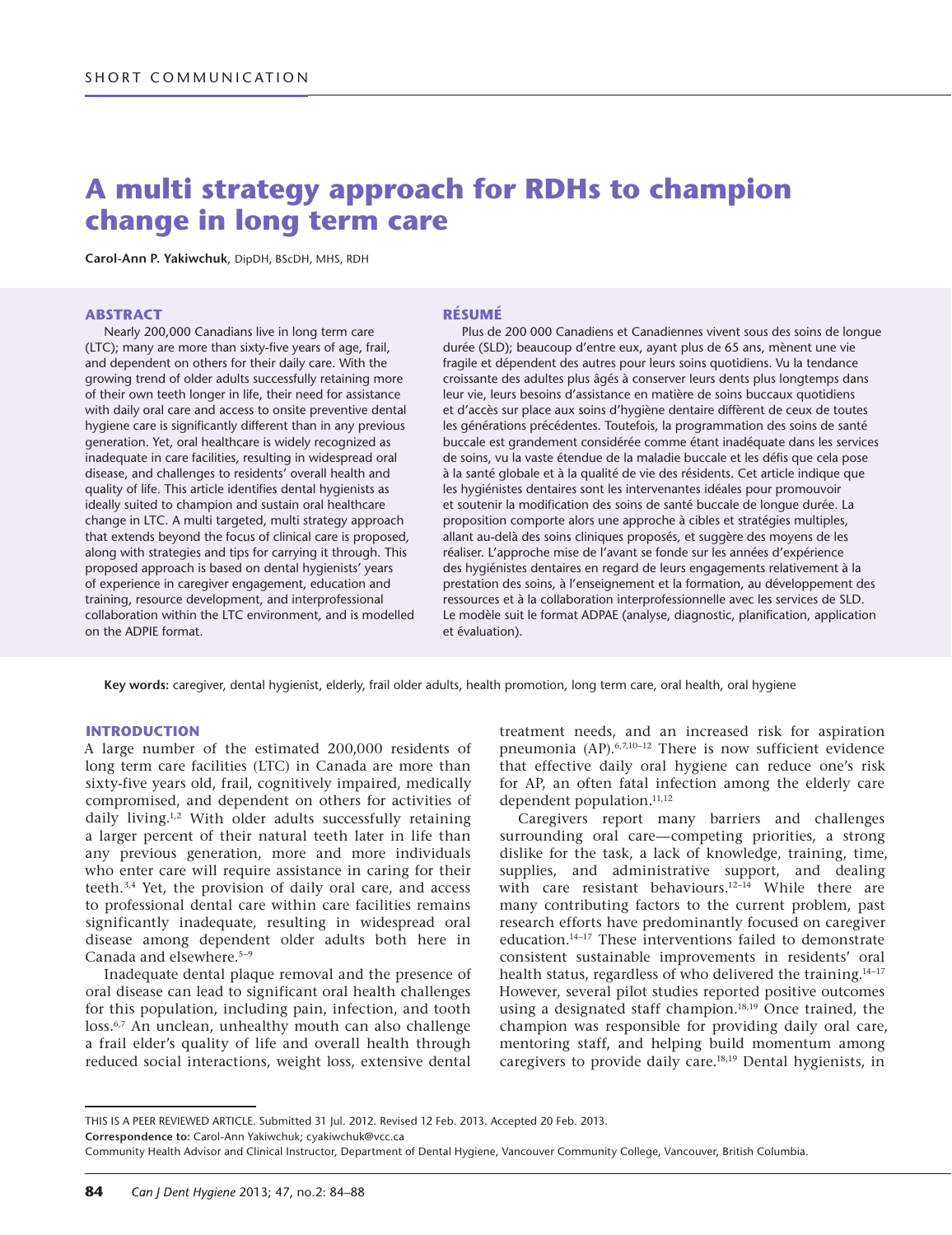SHORT COMMUNICATION

# A multi strategy approach for RDHs to champion change in long term care

**Carol-Ann P. Yakiwchuk**, DipDH, BScDH, MHS, RDH

## ABSTRACT

Nearly 200,000 Canadians live in long term care (LTC); many are more than sixty-five years of age, frail, and dependent on others for their daily care. With the growing trend of older adults successfully retaining more of their own teeth longer in life, their need for assistance with daily oral care and access to onsite preventive dental hygiene care is significantly different than in any previous generation. Yet, oral healthcare is widely recognized as inadequate in care facilities, resulting in widespread oral disease, and challenges to residents' overall health and quality of life. This article identifies dental hygienists as ideally suited to champion and sustain oral healthcare change in LTC. A multi targeted, multi strategy approach that extends beyond the focus of clinical care is proposed, along with strategies and tips for carrying it through. This proposed approach is based on dental hygienists' years of experience in caregiver engagement, education and training, resource development, and interprofessional collaboration within the LTC environment, and is modelled on the ADPIE format.

## RÉSUMÉ

Plus de 200 000 Canadiens et Canadiennes vivent sous des soins de longue durée (SLD); beaucoup d'entre eux, ayant plus de 65 ans, mènent une vie fragile et dépendent des autres pour leurs soins quotidiens. Vu la tendance croissante des adultes plus âgés à conserver leurs dents plus longtemps dans leur vie, leurs besoins d'assistance en matière de soins buccaux quotidiens et d'accès sur place aux soins d'hygiène dentaire diffèrent de ceux de toutes les générations précédentes. Toutefois, la programmation des soins de santé buccale est grandement considérée comme étant inadéquate dans les services de soins, vu la vaste étendue de la maladie buccale et les défis que cela pose à la santé globale et à la qualité de vie des résidents. Cet article indique que les hygiénistes dentaires sont les intervenantes idéales pour promouvoir et soutenir la modification des soins de santé buccale de longue durée. La proposition comporte alors une approche à cibles et stratégies multiples, allant au-delà des soins cliniques proposés, et suggère des moyens de les réaliser. L'approche mise de l'avant se fonde sur les années d'expérience des hygiénistes dentaires en regard de leurs engagements relativement à la prestation des soins, à l'enseignement et la formation, au développement des ressources et à la collaboration interprofessionnelle avec les services de SLD. Le modèle suit le format ADPAE (analyse, diagnostic, planification, application et évaluation).

**Key words:** caregiver, dental hygienist, elderly, frail older adults, health promotion, long term care, oral health, oral hygiene

## INTRODUCTION

A large number of the estimated 200,000 residents of long term care facilities (LTC) in Canada are more than sixty-five years old, frail, cognitively impaired, medically compromised, and dependent on others for activities of daily living.[1,2] With older adults successfully retaining a larger percent of their natural teeth later in life than any previous generation, more and more individuals who enter care will require assistance in caring for their teeth.[3,4] Yet, the provision of daily oral care, and access to professional dental care within care facilities remains significantly inadequate, resulting in widespread oral disease among dependent older adults both here in Canada and elsewhere.[5–9]

Inadequate dental plaque removal and the presence of oral disease can lead to significant oral health challenges for this population, including pain, infection, and tooth loss.[6,7] An unclean, unhealthy mouth can also challenge a frail elder's quality of life and overall health through reduced social interactions, weight loss, extensive dental treatment needs, and an increased risk for aspiration pneumonia (AP).[6,7,10–12] There is now sufficient evidence that effective daily oral hygiene can reduce one's risk for AP, an often fatal infection among the elderly care dependent population.[11,12]

Caregivers report many barriers and challenges surrounding oral care—competing priorities, a strong dislike for the task, a lack of knowledge, training, time, supplies, and administrative support, and dealing with care resistant behaviours.[12–14] While there are many contributing factors to the current problem, past research efforts have predominantly focused on caregiver education.[14–17] These interventions failed to demonstrate consistent sustainable improvements in residents' oral health status, regardless of who delivered the training.[14–17] However, several pilot studies reported positive outcomes using a designated staff champion.[18,19] Once trained, the champion was responsible for providing daily oral care, mentoring staff, and helping build momentum among caregivers to provide daily care.[18,19] Dental hygienists, in

THIS IS A PEER REVIEWED ARTICLE. Submitted 31 Jul. 2012. Revised 12 Feb. 2013. Accepted 20 Feb. 2013.

**Correspondence to:** Carol-Ann Yakiwchuk; cyakiwchuk@vcc.ca

Community Health Advisor and Clinical Instructor, Department of Dental Hygiene, Vancouver Community College, Vancouver, British Columbia.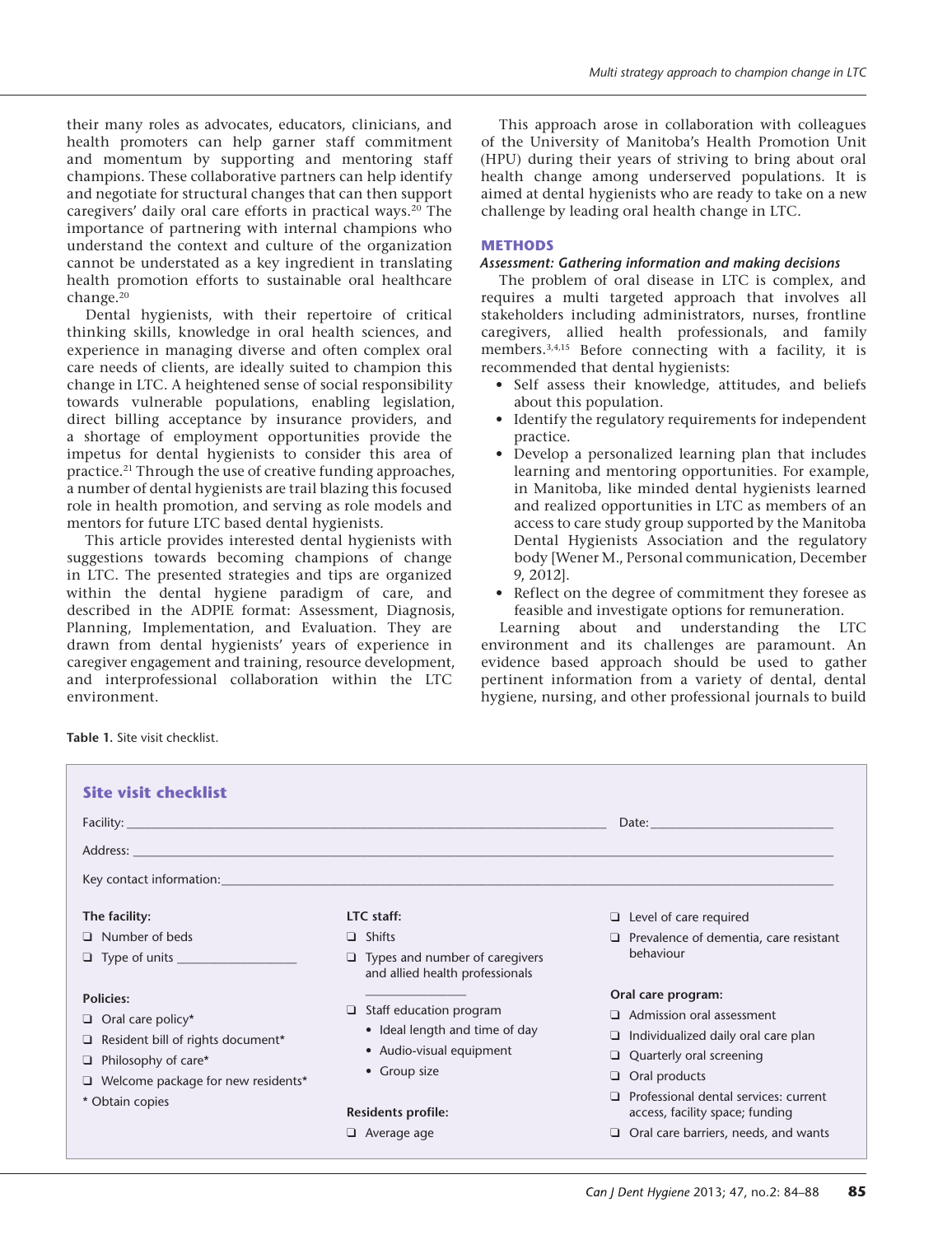their many roles as advocates, educators, clinicians, and health promoters can help garner staff commitment and momentum by supporting and mentoring staff champions. These collaborative partners can help identify and negotiate for structural changes that can then support caregivers' daily oral care efforts in practical ways.[20] The importance of partnering with internal champions who understand the context and culture of the organization cannot be understated as a key ingredient in translating health promotion efforts to sustainable oral healthcare change.[20]

Dental hygienists, with their repertoire of critical thinking skills, knowledge in oral health sciences, and experience in managing diverse and often complex oral care needs of clients, are ideally suited to champion this change in LTC. A heightened sense of social responsibility towards vulnerable populations, enabling legislation, direct billing acceptance by insurance providers, and a shortage of employment opportunities provide the impetus for dental hygienists to consider this area of practice.[21] Through the use of creative funding approaches, a number of dental hygienists are trail blazing this focused role in health promotion, and serving as role models and mentors for future LTC based dental hygienists.

This article provides interested dental hygienists with suggestions towards becoming champions of change in LTC. The presented strategies and tips are organized within the dental hygiene paradigm of care, and described in the ADPIE format: Assessment, Diagnosis, Planning, Implementation, and Evaluation. They are drawn from dental hygienists' years of experience in caregiver engagement and training, resource development, and interprofessional collaboration within the LTC environment.

This approach arose in collaboration with colleagues of the University of Manitoba's Health Promotion Unit (HPU) during their years of striving to bring about oral health change among underserved populations. It is aimed at dental hygienists who are ready to take on a new challenge by leading oral health change in LTC.

## METHODS

### *Assessment: Gathering information and making decisions*

The problem of oral disease in LTC is complex, and requires a multi targeted approach that involves all stakeholders including administrators, nurses, frontline caregivers, allied health professionals, and family members.[3,4,15] Before connecting with a facility, it is recommended that dental hygienists:

- Self assess their knowledge, attitudes, and beliefs about this population.
- Identify the regulatory requirements for independent practice.
- Develop a personalized learning plan that includes learning and mentoring opportunities. For example, in Manitoba, like minded dental hygienists learned and realized opportunities in LTC as members of an access to care study group supported by the Manitoba Dental Hygienists Association and the regulatory body [Wener M., Personal communication, December 9, 2012].
- Reflect on the degree of commitment they foresee as feasible and investigate options for remuneration.

Learning about and understanding the LTC environment and its challenges are paramount. An evidence based approach should be used to gather pertinent information from a variety of dental, dental hygiene, nursing, and other professional journals to build

Table 1. Site visit checklist.

**Site visit checklist**

Facility: ______________________ Date: ______________

Address: ______________________

Key contact information: ______________________

**The facility:**
- ❑ Number of beds
- ❑ Type of units ______________

**Policies:**
- ❑ Oral care policy*
- ❑ Resident bill of rights document*
- ❑ Philosophy of care*
- ❑ Welcome package for new residents*

\* Obtain copies

**LTC staff:**
- ❑ Shifts
- ❑ Types and number of caregivers and allied health professionals ______________
- ❑ Staff education program
  - Ideal length and time of day
  - Audio-visual equipment
  - Group size

**Residents profile:**
- ❑ Average age
- ❑ Level of care required
- ❑ Prevalence of dementia, care resistant behaviour

**Oral care program:**
- ❑ Admission oral assessment
- ❑ Individualized daily oral care plan
- ❑ Quarterly oral screening
- ❑ Oral products
- ❑ Professional dental services: current access, facility space; funding
- ❑ Oral care barriers, needs, and wants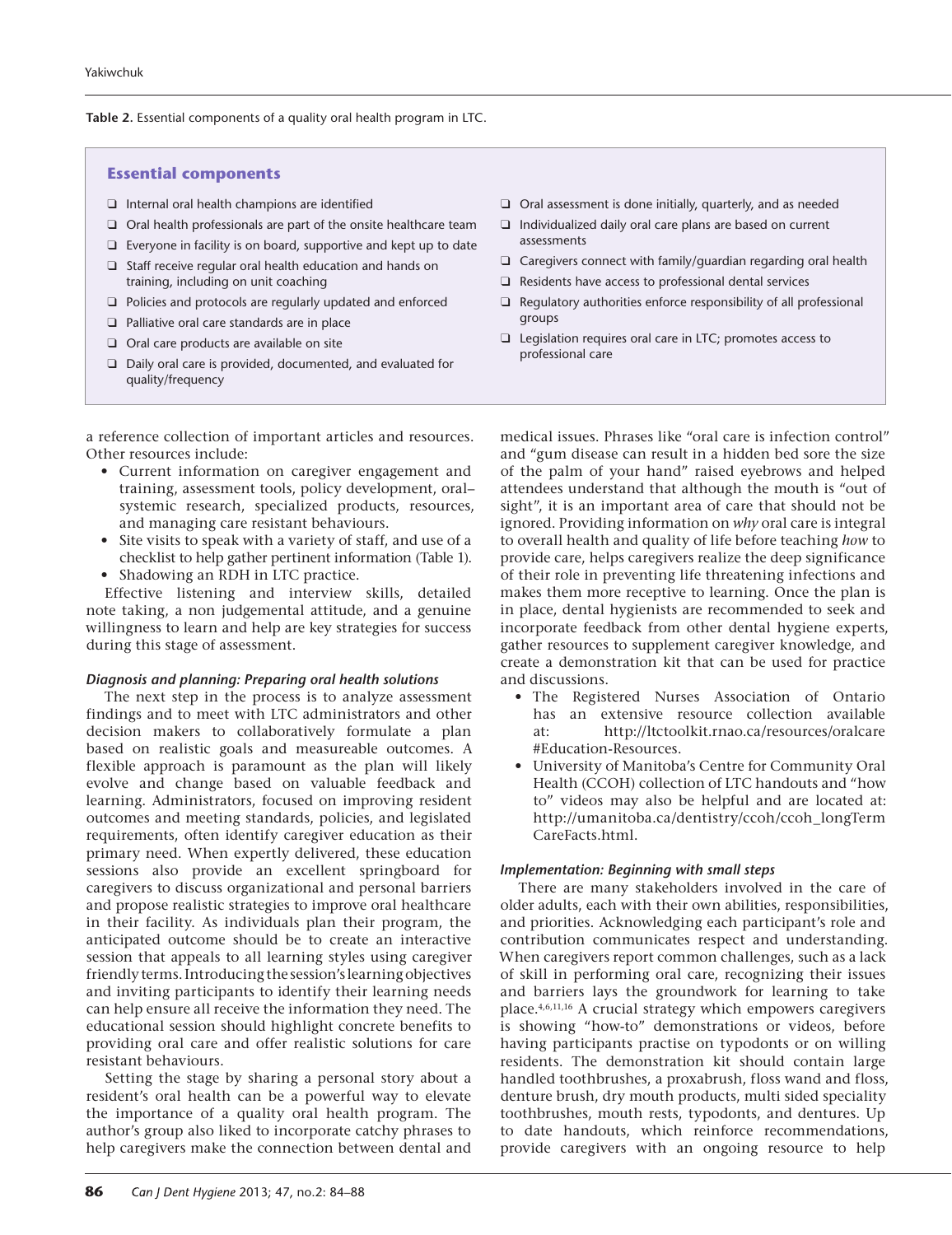**Table 2.** Essential components of a quality oral health program in LTC.

**Essential components**

- ❑ Internal oral health champions are identified
- ❑ Oral health professionals are part of the onsite healthcare team
- ❑ Everyone in facility is on board, supportive and kept up to date
- ❑ Staff receive regular oral health education and hands on training, including on unit coaching
- ❑ Policies and protocols are regularly updated and enforced
- ❑ Palliative oral care standards are in place
- ❑ Oral care products are available on site
- ❑ Daily oral care is provided, documented, and evaluated for quality/frequency
- ❑ Oral assessment is done initially, quarterly, and as needed
- ❑ Individualized daily oral care plans are based on current assessments
- ❑ Caregivers connect with family/guardian regarding oral health
- ❑ Residents have access to professional dental services
- ❑ Regulatory authorities enforce responsibility of all professional groups
- ❑ Legislation requires oral care in LTC; promotes access to professional care

a reference collection of important articles and resources. Other resources include:

- Current information on caregiver engagement and training, assessment tools, policy development, oral–systemic research, specialized products, resources, and managing care resistant behaviours.
- Site visits to speak with a variety of staff, and use of a checklist to help gather pertinent information (Table 1).
- Shadowing an RDH in LTC practice.

Effective listening and interview skills, detailed note taking, a non judgemental attitude, and a genuine willingness to learn and help are key strategies for success during this stage of assessment.

### *Diagnosis and planning: Preparing oral health solutions*

The next step in the process is to analyze assessment findings and to meet with LTC administrators and other decision makers to collaboratively formulate a plan based on realistic goals and measureable outcomes. A flexible approach is paramount as the plan will likely evolve and change based on valuable feedback and learning. Administrators, focused on improving resident outcomes and meeting standards, policies, and legislated requirements, often identify caregiver education as their primary need. When expertly delivered, these education sessions also provide an excellent springboard for caregivers to discuss organizational and personal barriers and propose realistic strategies to improve oral healthcare in their facility. As individuals plan their program, the anticipated outcome should be to create an interactive session that appeals to all learning styles using caregiver friendly terms. Introducing the session's learning objectives and inviting participants to identify their learning needs can help ensure all receive the information they need. The educational session should highlight concrete benefits to providing oral care and offer realistic solutions for care resistant behaviours.

Setting the stage by sharing a personal story about a resident's oral health can be a powerful way to elevate the importance of a quality oral health program. The author's group also liked to incorporate catchy phrases to help caregivers make the connection between dental and medical issues. Phrases like "oral care is infection control" and "gum disease can result in a hidden bed sore the size of the palm of your hand" raised eyebrows and helped attendees understand that although the mouth is "out of sight", it is an important area of care that should not be ignored. Providing information on *why* oral care is integral to overall health and quality of life before teaching *how* to provide care, helps caregivers realize the deep significance of their role in preventing life threatening infections and makes them more receptive to learning. Once the plan is in place, dental hygienists are recommended to seek and incorporate feedback from other dental hygiene experts, gather resources to supplement caregiver knowledge, and create a demonstration kit that can be used for practice and discussions.

- The Registered Nurses Association of Ontario has an extensive resource collection available at: http://ltctoolkit.rnao.ca/resources/oralcare#Education-Resources.
- University of Manitoba's Centre for Community Oral Health (CCOH) collection of LTC handouts and "how to" videos may also be helpful and are located at: http://umanitoba.ca/dentistry/ccoh/ccoh_longTermCareFacts.html.

### *Implementation: Beginning with small steps*

There are many stakeholders involved in the care of older adults, each with their own abilities, responsibilities, and priorities. Acknowledging each participant's role and contribution communicates respect and understanding. When caregivers report common challenges, such as a lack of skill in performing oral care, recognizing their issues and barriers lays the groundwork for learning to take place.[4,6,11,16] A crucial strategy which empowers caregivers is showing "how-to" demonstrations or videos, before having participants practise on typodonts or on willing residents. The demonstration kit should contain large handled toothbrushes, a proxabrush, floss wand and floss, denture brush, dry mouth products, multi sided speciality toothbrushes, mouth rests, typodonts, and dentures. Up to date handouts, which reinforce recommendations, provide caregivers with an ongoing resource to help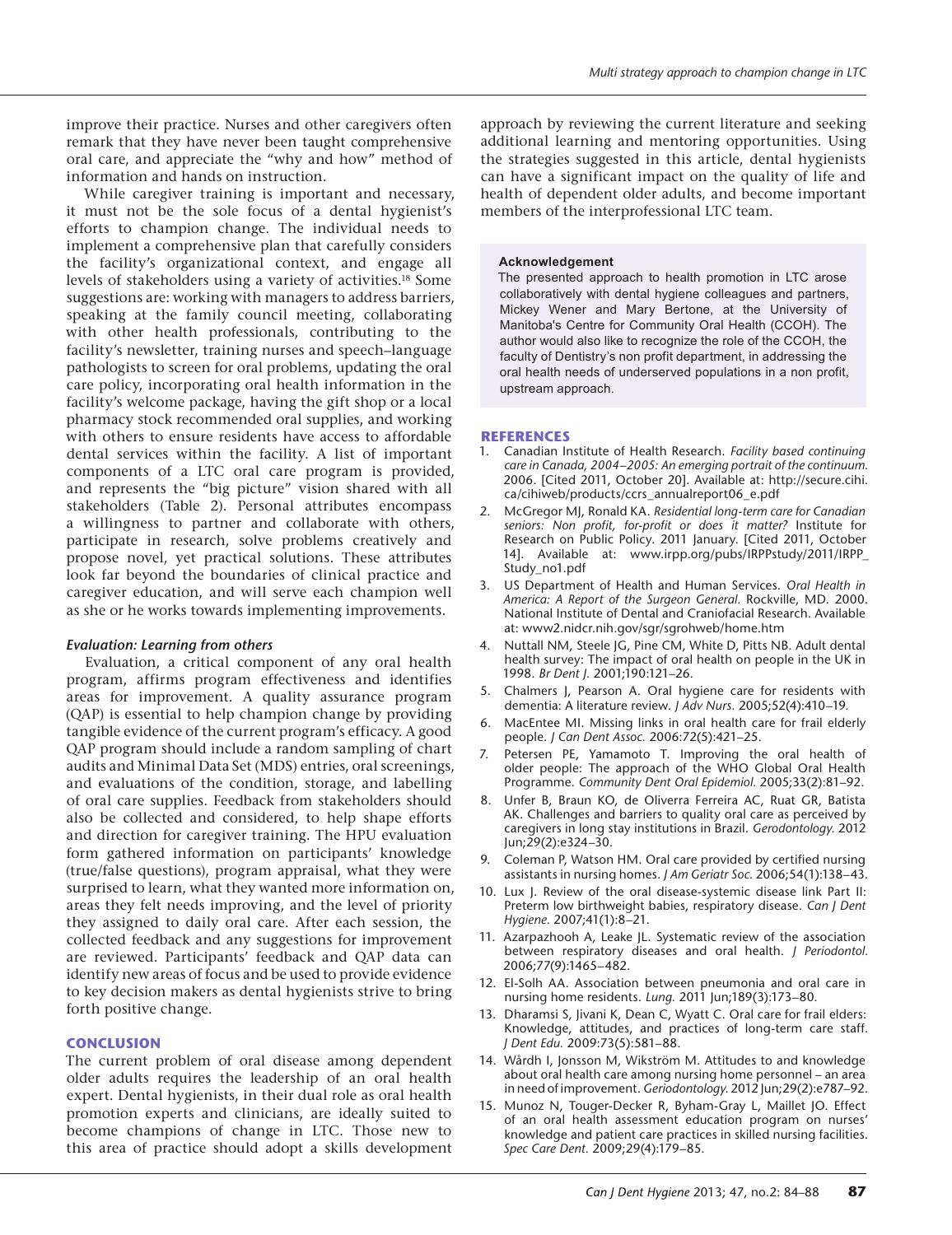improve their practice. Nurses and other caregivers often remark that they have never been taught comprehensive oral care, and appreciate the "why and how" method of information and hands on instruction.

While caregiver training is important and necessary, it must not be the sole focus of a dental hygienist's efforts to champion change. The individual needs to implement a comprehensive plan that carefully considers the facility's organizational context, and engage all levels of stakeholders using a variety of activities.[18] Some suggestions are: working with managers to address barriers, speaking at the family council meeting, collaborating with other health professionals, contributing to the facility's newsletter, training nurses and speech–language pathologists to screen for oral problems, updating the oral care policy, incorporating oral health information in the facility's welcome package, having the gift shop or a local pharmacy stock recommended oral supplies, and working with others to ensure residents have access to affordable dental services within the facility. A list of important components of a LTC oral care program is provided, and represents the "big picture" vision shared with all stakeholders (Table 2). Personal attributes encompass a willingness to partner and collaborate with others, participate in research, solve problems creatively and propose novel, yet practical solutions. These attributes look far beyond the boundaries of clinical practice and caregiver education, and will serve each champion well as she or he works towards implementing improvements.

### *Evaluation: Learning from others*

Evaluation, a critical component of any oral health program, affirms program effectiveness and identifies areas for improvement. A quality assurance program (QAP) is essential to help champion change by providing tangible evidence of the current program's efficacy. A good QAP program should include a random sampling of chart audits and Minimal Data Set (MDS) entries, oral screenings, and evaluations of the condition, storage, and labelling of oral care supplies. Feedback from stakeholders should also be collected and considered, to help shape efforts and direction for caregiver training. The HPU evaluation form gathered information on participants' knowledge (true/false questions), program appraisal, what they were surprised to learn, what they wanted more information on, areas they felt needs improving, and the level of priority they assigned to daily oral care. After each session, the collected feedback and any suggestions for improvement are reviewed. Participants' feedback and QAP data can identify new areas of focus and be used to provide evidence to key decision makers as dental hygienists strive to bring forth positive change.

## CONCLUSION

The current problem of oral disease among dependent older adults requires the leadership of an oral health expert. Dental hygienists, in their dual role as oral health promotion experts and clinicians, are ideally suited to become champions of change in LTC. Those new to this area of practice should adopt a skills development approach by reviewing the current literature and seeking additional learning and mentoring opportunities. Using the strategies suggested in this article, dental hygienists can have a significant impact on the quality of life and health of dependent older adults, and become important members of the interprofessional LTC team.

**Acknowledgement**

The presented approach to health promotion in LTC arose collaboratively with dental hygiene colleagues and partners, Mickey Wener and Mary Bertone, at the University of Manitoba's Centre for Community Oral Health (CCOH). The author would also like to recognize the role of the CCOH, the faculty of Dentistry's non profit department, in addressing the oral health needs of underserved populations in a non profit, upstream approach.

## REFERENCES

1. Canadian Institute of Health Research. *Facility based continuing care in Canada, 2004–2005: An emerging portrait of the continuum.* 2006. [Cited 2011, October 20]. Available at: http://secure.cihi.ca/cihiweb/products/ccrs_annualreport06_e.pdf
2. McGregor MJ, Ronald KA. *Residential long-term care for Canadian seniors: Non profit, for-profit or does it matter?* Institute for Research on Public Policy. 2011 January. [Cited 2011, October 14]. Available at: www.irpp.org/pubs/IRPPstudy/2011/IRPP_Study_no1.pdf
3. US Department of Health and Human Services. *Oral Health in America: A Report of the Surgeon General.* Rockville, MD. 2000. National Institute of Dental and Craniofacial Research. Available at: www2.nidcr.nih.gov/sgr/sgrohweb/home.htm
4. Nuttall NM, Steele JG, Pine CM, White D, Pitts NB. Adult dental health survey: The impact of oral health on people in the UK in 1998. *Br Dent J.* 2001;190:121–26.
5. Chalmers J, Pearson A. Oral hygiene care for residents with dementia: A literature review. *J Adv Nurs.* 2005;52(4):410–19.
6. MacEntee MI. Missing links in oral health care for frail elderly people. *J Can Dent Assoc.* 2006:72(5):421–25.
7. Petersen PE, Yamamoto T. Improving the oral health of older people: The approach of the WHO Global Oral Health Programme. *Community Dent Oral Epidemiol.* 2005;33(2):81–92.
8. Unfer B, Braun KO, de Oliverra Ferreira AC, Ruat GR, Batista AK. Challenges and barriers to quality oral care as perceived by caregivers in long stay institutions in Brazil. *Gerodontology.* 2012 Jun;29(2):e324–30.
9. Coleman P, Watson HM. Oral care provided by certified nursing assistants in nursing homes. *J Am Geriatr Soc.* 2006;54(1):138–43.
10. Lux J. Review of the oral disease-systemic disease link Part II: Preterm low birthweight babies, respiratory disease. *Can J Dent Hygiene.* 2007;41(1):8–21.
11. Azarpazhooh A, Leake JL. Systematic review of the association between respiratory diseases and oral health. *J Periodontol.* 2006;77(9):1465–482.
12. El-Solh AA. Association between pneumonia and oral care in nursing home residents. *Lung.* 2011 Jun;189(3):173–80.
13. Dharamsi S, Jivani K, Dean C, Wyatt C. Oral care for frail elders: Knowledge, attitudes, and practices of long-term care staff. *J Dent Edu.* 2009:73(5):581–88.
14. Wårdh I, Jonsson M, Wikström M. Attitudes to and knowledge about oral health care among nursing home personnel – an area in need of improvement. *Geriodontology.* 2012 Jun;29(2):e787–92.
15. Munoz N, Touger-Decker R, Byham-Gray L, Maillet JO. Effect of an oral health assessment education program on nurses' knowledge and patient care practices in skilled nursing facilities. *Spec Care Dent.* 2009;29(4):179–85.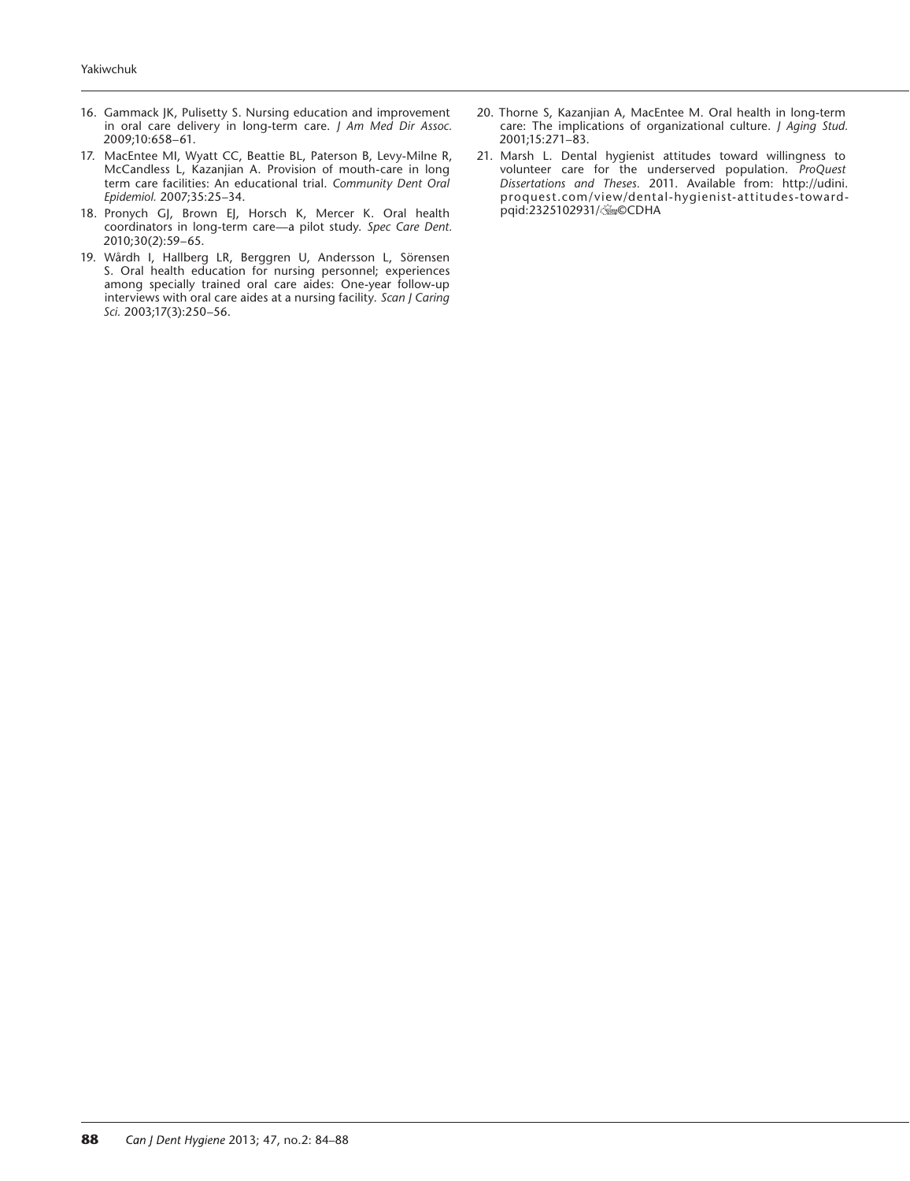16. Gammack JK, Pulisetty S. Nursing education and improvement in oral care delivery in long-term care. *J Am Med Dir Assoc.* 2009;10:658–61.
17. MacEntee MI, Wyatt CC, Beattie BL, Paterson B, Levy-Milne R, McCandless L, Kazanjian A. Provision of mouth-care in long term care facilities: An educational trial. *Community Dent Oral Epidemiol.* 2007;35:25–34.
18. Pronych GJ, Brown EJ, Horsch K, Mercer K. Oral health coordinators in long-term care—a pilot study. *Spec Care Dent.* 2010;30(2):59–65.
19. Wårdh I, Hallberg LR, Berggren U, Andersson L, Sörensen S. Oral health education for nursing personnel; experiences among specially trained oral care aides: One-year follow-up interviews with oral care aides at a nursing facility. *Scan J Caring Sci.* 2003;17(3):250–56.
20. Thorne S, Kazanjian A, MacEntee M. Oral health in long-term care: The implications of organizational culture. *J Aging Stud.* 2001;15:271–83.
21. Marsh L. Dental hygienist attitudes toward willingness to volunteer care for the underserved population. *ProQuest Dissertations and Theses.* 2011. Available from: http://udini.proquest.com/view/dental-hygienist-attitudes-toward-pqid:2325102931/

©CDHA